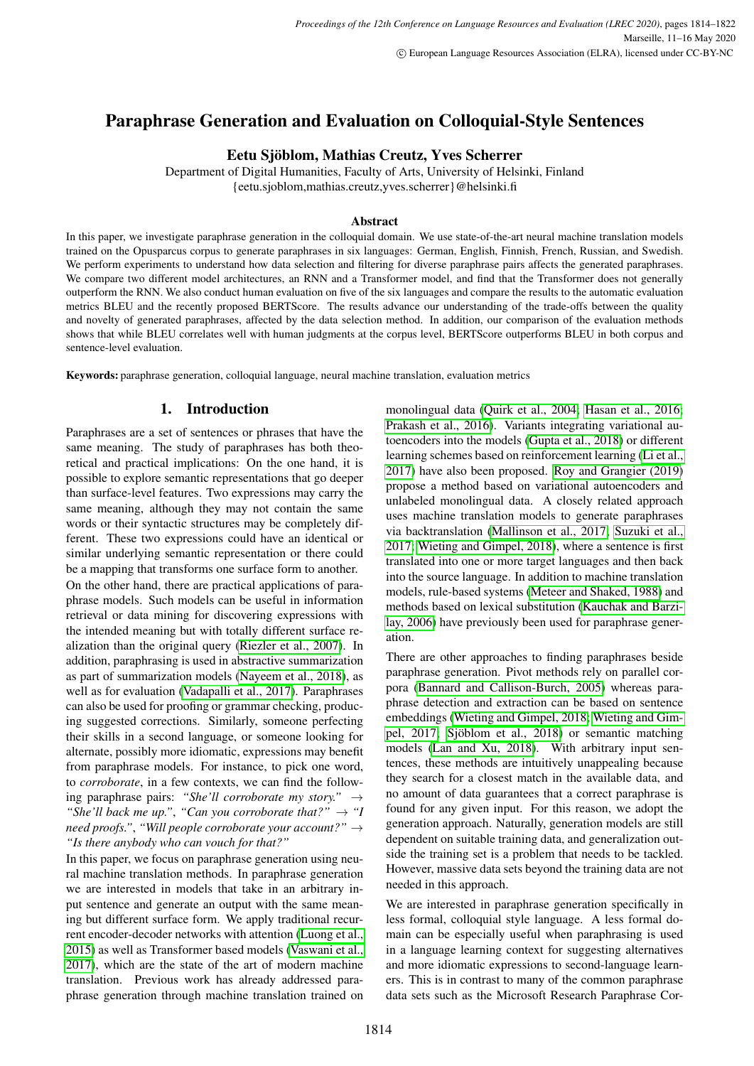# Paraphrase Generation and Evaluation on Colloquial-Style Sentences

**Eetu Sjöblom, Mathias Creutz, Yves Scherrer**

Department of Digital Humanities, Faculty of Arts, University of Helsinki, Finland
{eetu.sjoblom,mathias.creutz,yves.scherrer}@helsinki.fi

### Abstract

In this paper, we investigate paraphrase generation in the colloquial domain. We use state-of-the-art neural machine translation models trained on the Opusparcus corpus to generate paraphrases in six languages: German, English, Finnish, French, Russian, and Swedish. We perform experiments to understand how data selection and filtering for diverse paraphrase pairs affects the generated paraphrases. We compare two different model architectures, an RNN and a Transformer model, and find that the Transformer does not generally outperform the RNN. We also conduct human evaluation on five of the six languages and compare the results to the automatic evaluation metrics BLEU and the recently proposed BERTScore. The results advance our understanding of the trade-offs between the quality and novelty of generated paraphrases, affected by the data selection method. In addition, our comparison of the evaluation methods shows that while BLEU correlates well with human judgments at the corpus level, BERTScore outperforms BLEU in both corpus and sentence-level evaluation.

**Keywords:** paraphrase generation, colloquial language, neural machine translation, evaluation metrics

## 1. Introduction

Paraphrases are a set of sentences or phrases that have the same meaning. The study of paraphrases has both theoretical and practical implications: On the one hand, it is possible to explore semantic representations that go deeper than surface-level features. Two expressions may carry the same meaning, although they may not contain the same words or their syntactic structures may be completely different. These two expressions could have an identical or similar underlying semantic representation or there could be a mapping that transforms one surface form to another.

On the other hand, there are practical applications of paraphrase models. Such models can be useful in information retrieval or data mining for discovering expressions with the intended meaning but with totally different surface realization than the original query (Riezler et al., 2007). In addition, paraphrasing is used in abstractive summarization as part of summarization models (Nayeem et al., 2018), as well as for evaluation (Vadapalli et al., 2017). Paraphrases can also be used for proofing or grammar checking, producing suggested corrections. Similarly, someone perfecting their skills in a second language, or someone looking for alternate, possibly more idiomatic, expressions may benefit from paraphrase models. For instance, to pick one word, to *corroborate*, in a few contexts, we can find the following paraphrase pairs: *"She'll corroborate my story."* → *"She'll back me up."*, *"Can you corroborate that?"* → *"I need proofs."*, *"Will people corroborate your account?"* → *"Is there anybody who can vouch for that?"*

In this paper, we focus on paraphrase generation using neural machine translation methods. In paraphrase generation we are interested in models that take in an arbitrary input sentence and generate an output with the same meaning but different surface form. We apply traditional recurrent encoder-decoder networks with attention (Luong et al., 2015) as well as Transformer based models (Vaswani et al., 2017), which are the state of the art of modern machine translation. Previous work has already addressed paraphrase generation through machine translation trained on monolingual data (Quirk et al., 2004; Hasan et al., 2016; Prakash et al., 2016). Variants integrating variational autoencoders into the models (Gupta et al., 2018) or different learning schemes based on reinforcement learning (Li et al., 2017) have also been proposed. Roy and Grangier (2019) propose a method based on variational autoencoders and unlabeled monolingual data. A closely related approach uses machine translation models to generate paraphrases via backtranslation (Mallinson et al., 2017; Suzuki et al., 2017; Wieting and Gimpel, 2018), where a sentence is first translated into one or more target languages and then back into the source language. In addition to machine translation models, rule-based systems (Meteer and Shaked, 1988) and methods based on lexical substitution (Kauchak and Barzilay, 2006) have previously been used for paraphrase generation.

There are other approaches to finding paraphrases beside paraphrase generation. Pivot methods rely on parallel corpora (Bannard and Callison-Burch, 2005) whereas paraphrase detection and extraction can be based on sentence embeddings (Wieting and Gimpel, 2018; Wieting and Gimpel, 2017; Sjöblom et al., 2018) or semantic matching models (Lan and Xu, 2018). With arbitrary input sentences, these methods are intuitively unappealing because they search for a closest match in the available data, and no amount of data guarantees that a correct paraphrase is found for any given input. For this reason, we adopt the generation approach. Naturally, generation models are still dependent on suitable training data, and generalization outside the training set is a problem that needs to be tackled. However, massive data sets beyond the training data are not needed in this approach.

We are interested in paraphrase generation specifically in less formal, colloquial style language. A less formal domain can be especially useful when paraphrasing is used in a language learning context for suggesting alternatives and more idiomatic expressions to second-language learners. This is in contrast to many of the common paraphrase data sets such as the Microsoft Research Paraphrase Cor-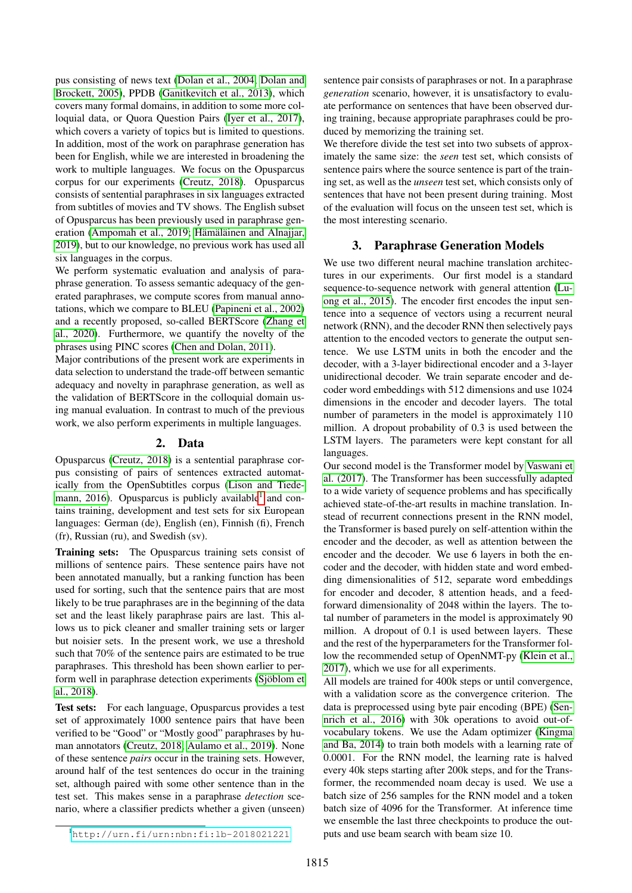pus consisting of news text (Dolan et al., 2004; Dolan and Brockett, 2005), PPDB (Ganitkevitch et al., 2013), which covers many formal domains, in addition to some more colloquial data, or Quora Question Pairs (Iyer et al., 2017), which covers a variety of topics but is limited to questions. In addition, most of the work on paraphrase generation has been for English, while we are interested in broadening the work to multiple languages. We focus on the Opusparcus corpus for our experiments (Creutz, 2018). Opusparcus consists of sentential paraphrases in six languages extracted from subtitles of movies and TV shows. The English subset of Opusparcus has been previously used in paraphrase generation (Ampomah et al., 2019; Hämäläinen and Alnajjar, 2019), but to our knowledge, no previous work has used all six languages in the corpus.

We perform systematic evaluation and analysis of paraphrase generation. To assess semantic adequacy of the generated paraphrases, we compute scores from manual annotations, which we compare to BLEU (Papineni et al., 2002) and a recently proposed, so-called BERTScore (Zhang et al., 2020). Furthermore, we quantify the novelty of the phrases using PINC scores (Chen and Dolan, 2011).

Major contributions of the present work are experiments in data selection to understand the trade-off between semantic adequacy and novelty in paraphrase generation, as well as the validation of BERTScore in the colloquial domain using manual evaluation. In contrast to much of the previous work, we also perform experiments in multiple languages.

## 2. Data

Opusparcus (Creutz, 2018) is a sentential paraphrase corpus consisting of pairs of sentences extracted automatically from the OpenSubtitles corpus (Lison and Tiedemann, 2016). Opusparcus is publicly available[1] and contains training, development and test sets for six European languages: German (de), English (en), Finnish (fi), French (fr), Russian (ru), and Swedish (sv).

**Training sets:** The Opusparcus training sets consist of millions of sentence pairs. These sentence pairs have not been annotated manually, but a ranking function has been used for sorting, such that the sentence pairs that are most likely to be true paraphrases are in the beginning of the data set and the least likely paraphrase pairs are last. This allows us to pick cleaner and smaller training sets or larger but noisier sets. In the present work, we use a threshold such that 70% of the sentence pairs are estimated to be true paraphrases. This threshold has been shown earlier to perform well in paraphrase detection experiments (Sjöblom et al., 2018).

**Test sets:** For each language, Opusparcus provides a test set of approximately 1000 sentence pairs that have been verified to be "Good" or "Mostly good" paraphrases by human annotators (Creutz, 2018; Aulamo et al., 2019). None of these sentence *pairs* occur in the training sets. However, around half of the test sentences do occur in the training set, although paired with some other sentence than in the test set. This makes sense in a paraphrase *detection* scenario, where a classifier predicts whether a given (unseen) sentence pair consists of paraphrases or not. In a paraphrase *generation* scenario, however, it is unsatisfactory to evaluate performance on sentences that have been observed during training, because appropriate paraphrases could be produced by memorizing the training set.

We therefore divide the test set into two subsets of approximately the same size: the *seen* test set, which consists of sentence pairs where the source sentence is part of the training set, as well as the *unseen* test set, which consists only of sentences that have not been present during training. Most of the evaluation will focus on the unseen test set, which is the most interesting scenario.

## 3. Paraphrase Generation Models

We use two different neural machine translation architectures in our experiments. Our first model is a standard sequence-to-sequence network with general attention (Luong et al., 2015). The encoder first encodes the input sentence into a sequence of vectors using a recurrent neural network (RNN), and the decoder RNN then selectively pays attention to the encoded vectors to generate the output sentence. We use LSTM units in both the encoder and the decoder, with a 3-layer bidirectional encoder and a 3-layer unidirectional decoder. We train separate encoder and decoder word embeddings with 512 dimensions and use 1024 dimensions in the encoder and decoder layers. The total number of parameters in the model is approximately 110 million. A dropout probability of 0.3 is used between the LSTM layers. The parameters were kept constant for all languages.

Our second model is the Transformer model by Vaswani et al. (2017). The Transformer has been successfully adapted to a wide variety of sequence problems and has specifically achieved state-of-the-art results in machine translation. Instead of recurrent connections present in the RNN model, the Transformer is based purely on self-attention within the encoder and the decoder, as well as attention between the encoder and the decoder. We use 6 layers in both the encoder and the decoder, with hidden state and word embedding dimensionalities of 512, separate word embeddings for encoder and decoder, 8 attention heads, and a feedforward dimensionality of 2048 within the layers. The total number of parameters in the model is approximately 90 million. A dropout of 0.1 is used between layers. These and the rest of the hyperparameters for the Transformer follow the recommended setup of OpenNMT-py (Klein et al., 2017), which we use for all experiments.

All models are trained for 400k steps or until convergence, with a validation score as the convergence criterion. The data is preprocessed using byte pair encoding (BPE) (Sennrich et al., 2016) with 30k operations to avoid out-of-vocabulary tokens. We use the Adam optimizer (Kingma and Ba, 2014) to train both models with a learning rate of 0.0001. For the RNN model, the learning rate is halved every 40k steps starting after 200k steps, and for the Transformer, the recommended noam decay is used. We use a batch size of 256 samples for the RNN model and a token batch size of 4096 for the Transformer. At inference time we ensemble the last three checkpoints to produce the outputs and use beam search with beam size 10.

[1] http://urn.fi/urn:nbn:fi:lb-2018021221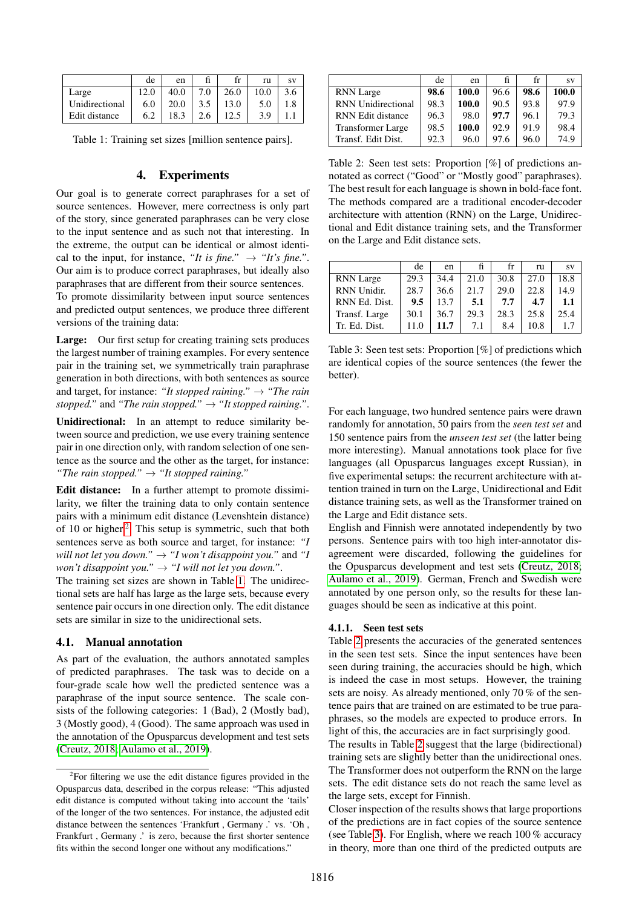| | de | en | fi | fr | ru | sv |
|---|---|---|---|---|---|---|
| Large | 12.0 | 40.0 | 7.0 | 26.0 | 10.0 | 3.6 |
| Unidirectional | 6.0 | 20.0 | 3.5 | 13.0 | 5.0 | 1.8 |
| Edit distance | 6.2 | 18.3 | 2.6 | 12.5 | 3.9 | 1.1 |

Table 1: Training set sizes [million sentence pairs].

## 4. Experiments

Our goal is to generate correct paraphrases for a set of source sentences. However, mere correctness is only part of the story, since generated paraphrases can be very close to the input sentence and as such not that interesting. In the extreme, the output can be identical or almost identical to the input, for instance, *"It is fine."* → *"It's fine."*. Our aim is to produce correct paraphrases, but ideally also paraphrases that are different from their source sentences.

To promote dissimilarity between input source sentences and predicted output sentences, we produce three different versions of the training data:

**Large:** Our first setup for creating training sets produces the largest number of training examples. For every sentence pair in the training set, we symmetrically train paraphrase generation in both directions, with both sentences as source and target, for instance: *"It stopped raining."* → *"The rain stopped."* and *"The rain stopped."* → *"It stopped raining."*.

**Unidirectional:** In an attempt to reduce similarity between source and prediction, we use every training sentence pair in one direction only, with random selection of one sentence as the source and the other as the target, for instance: *"The rain stopped."* → *"It stopped raining."*

**Edit distance:** In a further attempt to promote dissimilarity, we filter the training data to only contain sentence pairs with a minimum edit distance (Levenshtein distance) of 10 or higher.[2] This setup is symmetric, such that both sentences serve as both source and target, for instance: *"I will not let you down."* → *"I won't disappoint you."* and *"I won't disappoint you."* → *"I will not let you down."*.

The training set sizes are shown in Table 1. The unidirectional sets are half has large as the large sets, because every sentence pair occurs in one direction only. The edit distance sets are similar in size to the unidirectional sets.

### 4.1. Manual annotation

As part of the evaluation, the authors annotated samples of predicted paraphrases. The task was to decide on a four-grade scale how well the predicted sentence was a paraphrase of the input source sentence. The scale consists of the following categories: 1 (Bad), 2 (Mostly bad), 3 (Mostly good), 4 (Good). The same approach was used in the annotation of the Opusparcus development and test sets (Creutz, 2018; Aulamo et al., 2019).

[2]For filtering we use the edit distance figures provided in the Opusparcus data, described in the corpus release: "This adjusted edit distance is computed without taking into account the 'tails' of the longer of the two sentences. For instance, the adjusted edit distance between the sentences 'Frankfurt , Germany .' vs. 'Oh , Frankfurt , Germany .' is zero, because the first shorter sentence fits within the second longer one without any modifications."

| | de | en | fi | fr | sv |
|---|---|---|---|---|---|
| RNN Large | **98.6** | **100.0** | 96.6 | **98.6** | **100.0** |
| RNN Unidirectional | 98.3 | **100.0** | 90.5 | 93.8 | 97.9 |
| RNN Edit distance | 96.3 | 98.0 | **97.7** | 96.1 | 79.3 |
| Transformer Large | 98.5 | **100.0** | 92.9 | 91.9 | 98.4 |
| Transf. Edit Dist. | 92.3 | 96.0 | 97.6 | 96.0 | 74.9 |

Table 2: Seen test sets: Proportion [%] of predictions annotated as correct ("Good" or "Mostly good" paraphrases). The best result for each language is shown in bold-face font. The methods compared are a traditional encoder-decoder architecture with attention (RNN) on the Large, Unidirectional and Edit distance training sets, and the Transformer on the Large and Edit distance sets.

| | de | en | fi | fr | ru | sv |
|---|---|---|---|---|---|---|
| RNN Large | 29.3 | 34.4 | 21.0 | 30.8 | 27.0 | 18.8 |
| RNN Unidir. | 28.7 | 36.6 | 21.7 | 29.0 | 22.8 | 14.9 |
| RNN Ed. Dist. | **9.5** | 13.7 | **5.1** | **7.7** | **4.7** | **1.1** |
| Transf. Large | 30.1 | 36.7 | 29.3 | 28.3 | 25.8 | 25.4 |
| Tr. Ed. Dist. | 11.0 | **11.7** | 7.1 | 8.4 | 10.8 | 1.7 |

Table 3: Seen test sets: Proportion [%] of predictions which are identical copies of the source sentences (the fewer the better).

For each language, two hundred sentence pairs were drawn randomly for annotation, 50 pairs from the *seen test set* and 150 sentence pairs from the *unseen test set* (the latter being more interesting). Manual annotations took place for five languages (all Opusparcus languages except Russian), in five experimental setups: the recurrent architecture with attention trained in turn on the Large, Unidirectional and Edit distance training sets, as well as the Transformer trained on the Large and Edit distance sets.

English and Finnish were annotated independently by two persons. Sentence pairs with too high inter-annotator disagreement were discarded, following the guidelines for the Opusparcus development and test sets (Creutz, 2018; Aulamo et al., 2019). German, French and Swedish were annotated by one person only, so the results for these languages should be seen as indicative at this point.

#### 4.1.1. Seen test sets

Table 2 presents the accuracies of the generated sentences in the seen test sets. Since the input sentences have been seen during training, the accuracies should be high, which is indeed the case in most setups. However, the training sets are noisy. As already mentioned, only 70 % of the sentence pairs that are trained on are estimated to be true paraphrases, so the models are expected to produce errors. In light of this, the accuracies are in fact surprisingly good.

The results in Table 2 suggest that the large (bidirectional) training sets are slightly better than the unidirectional ones. The Transformer does not outperform the RNN on the large sets. The edit distance sets do not reach the same level as the large sets, except for Finnish.

Closer inspection of the results shows that large proportions of the predictions are in fact copies of the source sentence (see Table 3). For English, where we reach 100 % accuracy in theory, more than one third of the predicted outputs are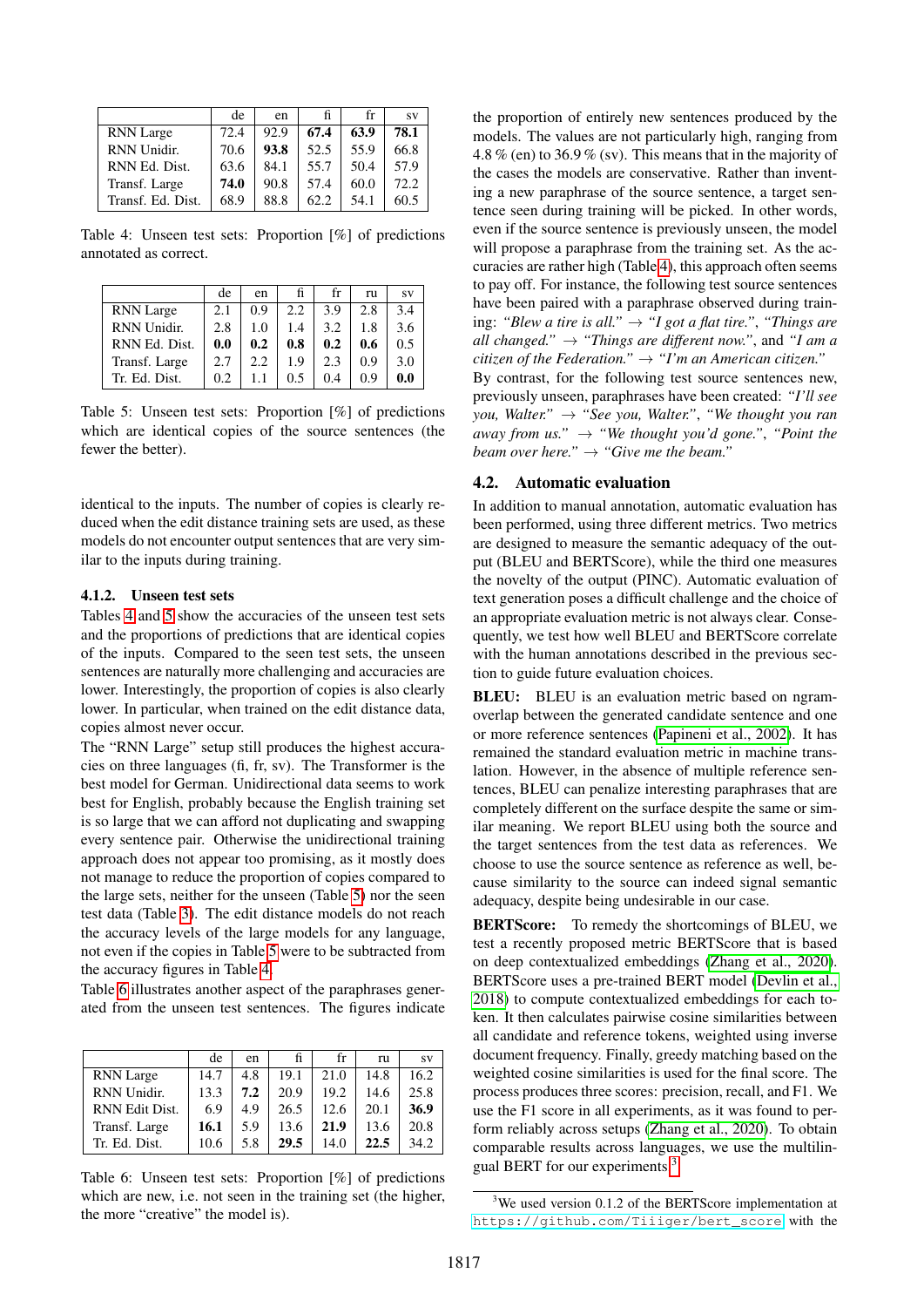|  | de | en | fi | fr | sv |
| --- | --- | --- | --- | --- | --- |
| RNN Large | 72.4 | 92.9 | **67.4** | **63.9** | **78.1** |
| RNN Unidir. | 70.6 | **93.8** | 52.5 | 55.9 | 66.8 |
| RNN Ed. Dist. | 63.6 | 84.1 | 55.7 | 50.4 | 57.9 |
| Transf. Large | **74.0** | 90.8 | 57.4 | 60.0 | 72.2 |
| Transf. Ed. Dist. | 68.9 | 88.8 | 62.2 | 54.1 | 60.5 |

Table 4: Unseen test sets: Proportion [%] of predictions annotated as correct.

|  | de | en | fi | fr | ru | sv |
| --- | --- | --- | --- | --- | --- | --- |
| RNN Large | 2.1 | 0.9 | 2.2 | 3.9 | 2.8 | 3.4 |
| RNN Unidir. | 2.8 | 1.0 | 1.4 | 3.2 | 1.8 | 3.6 |
| RNN Ed. Dist. | **0.0** | **0.2** | **0.8** | **0.2** | **0.6** | 0.5 |
| Transf. Large | 2.7 | 2.2 | 1.9 | 2.3 | 0.9 | 3.0 |
| Tr. Ed. Dist. | 0.2 | 1.1 | 0.5 | 0.4 | 0.9 | **0.0** |

Table 5: Unseen test sets: Proportion [%] of predictions which are identical copies of the source sentences (the fewer the better).

identical to the inputs. The number of copies is clearly reduced when the edit distance training sets are used, as these models do not encounter output sentences that are very similar to the inputs during training.

#### 4.1.2. Unseen test sets

Tables 4 and 5 show the accuracies of the unseen test sets and the proportions of predictions that are identical copies of the inputs. Compared to the seen test sets, the unseen sentences are naturally more challenging and accuracies are lower. Interestingly, the proportion of copies is also clearly lower. In particular, when trained on the edit distance data, copies almost never occur.

The "RNN Large" setup still produces the highest accuracies on three languages (fi, fr, sv). The Transformer is the best model for German. Unidirectional data seems to work best for English, probably because the English training set is so large that we can afford not duplicating and swapping every sentence pair. Otherwise the unidirectional training approach does not appear too promising, as it mostly does not manage to reduce the proportion of copies compared to the large sets, neither for the unseen (Table 5) nor the seen test data (Table 3). The edit distance models do not reach the accuracy levels of the large models for any language, not even if the copies in Table 5 were to be subtracted from the accuracy figures in Table 4.

Table 6 illustrates another aspect of the paraphrases generated from the unseen test sentences. The figures indicate

|  | de | en | fi | fr | ru | sv |
| --- | --- | --- | --- | --- | --- | --- |
| RNN Large | 14.7 | 4.8 | 19.1 | 21.0 | 14.8 | 16.2 |
| RNN Unidir. | 13.3 | **7.2** | 20.9 | 19.2 | 14.6 | 25.8 |
| RNN Edit Dist. | 6.9 | 4.9 | 26.5 | 12.6 | 20.1 | **36.9** |
| Transf. Large | **16.1** | 5.9 | 13.6 | **21.9** | 13.6 | 20.8 |
| Tr. Ed. Dist. | 10.6 | 5.8 | **29.5** | 14.0 | **22.5** | 34.2 |

Table 6: Unseen test sets: Proportion [%] of predictions which are new, i.e. not seen in the training set (the higher, the more "creative" the model is).

the proportion of entirely new sentences produced by the models. The values are not particularly high, ranging from 4.8 % (en) to 36.9 % (sv). This means that in the majority of the cases the models are conservative. Rather than inventing a new paraphrase of the source sentence, a target sentence seen during training will be picked. In other words, even if the source sentence is previously unseen, the model will propose a paraphrase from the training set. As the accuracies are rather high (Table 4), this approach often seems to pay off. For instance, the following test source sentences have been paired with a paraphrase observed during training: *"Blew a tire is all."* → *"I got a flat tire."*, *"Things are all changed."* → *"Things are different now."*, and *"I am a citizen of the Federation."* → *"I'm an American citizen."* By contrast, for the following test source sentences new, previously unseen, paraphrases have been created: *"I'll see you, Walter."* → *"See you, Walter."*, *"We thought you ran away from us."* → *"We thought you'd gone."*, *"Point the beam over here."* → *"Give me the beam."*

### 4.2. Automatic evaluation

In addition to manual annotation, automatic evaluation has been performed, using three different metrics. Two metrics are designed to measure the semantic adequacy of the output (BLEU and BERTScore), while the third one measures the novelty of the output (PINC). Automatic evaluation of text generation poses a difficult challenge and the choice of an appropriate evaluation metric is not always clear. Consequently, we test how well BLEU and BERTScore correlate with the human annotations described in the previous section to guide future evaluation choices.

**BLEU:** BLEU is an evaluation metric based on ngram-overlap between the generated candidate sentence and one or more reference sentences (Papineni et al., 2002). It has remained the standard evaluation metric in machine translation. However, in the absence of multiple reference sentences, BLEU can penalize interesting paraphrases that are completely different on the surface despite the same or similar meaning. We report BLEU using both the source and the target sentences from the test data as references. We choose to use the source sentence as reference as well, because similarity to the source can indeed signal semantic adequacy, despite being undesirable in our case.

**BERTScore:** To remedy the shortcomings of BLEU, we test a recently proposed metric BERTScore that is based on deep contextualized embeddings (Zhang et al., 2020). BERTScore uses a pre-trained BERT model (Devlin et al., 2018) to compute contextualized embeddings for each token. It then calculates pairwise cosine similarities between all candidate and reference tokens, weighted using inverse document frequency. Finally, greedy matching based on the weighted cosine similarities is used for the final score. The process produces three scores: precision, recall, and F1. We use the F1 score in all experiments, as it was found to perform reliably across setups (Zhang et al., 2020). To obtain comparable results across languages, we use the multilingual BERT for our experiments.[3]

[3]We used version 0.1.2 of the BERTScore implementation at https://github.com/Tiiiger/bert_score with the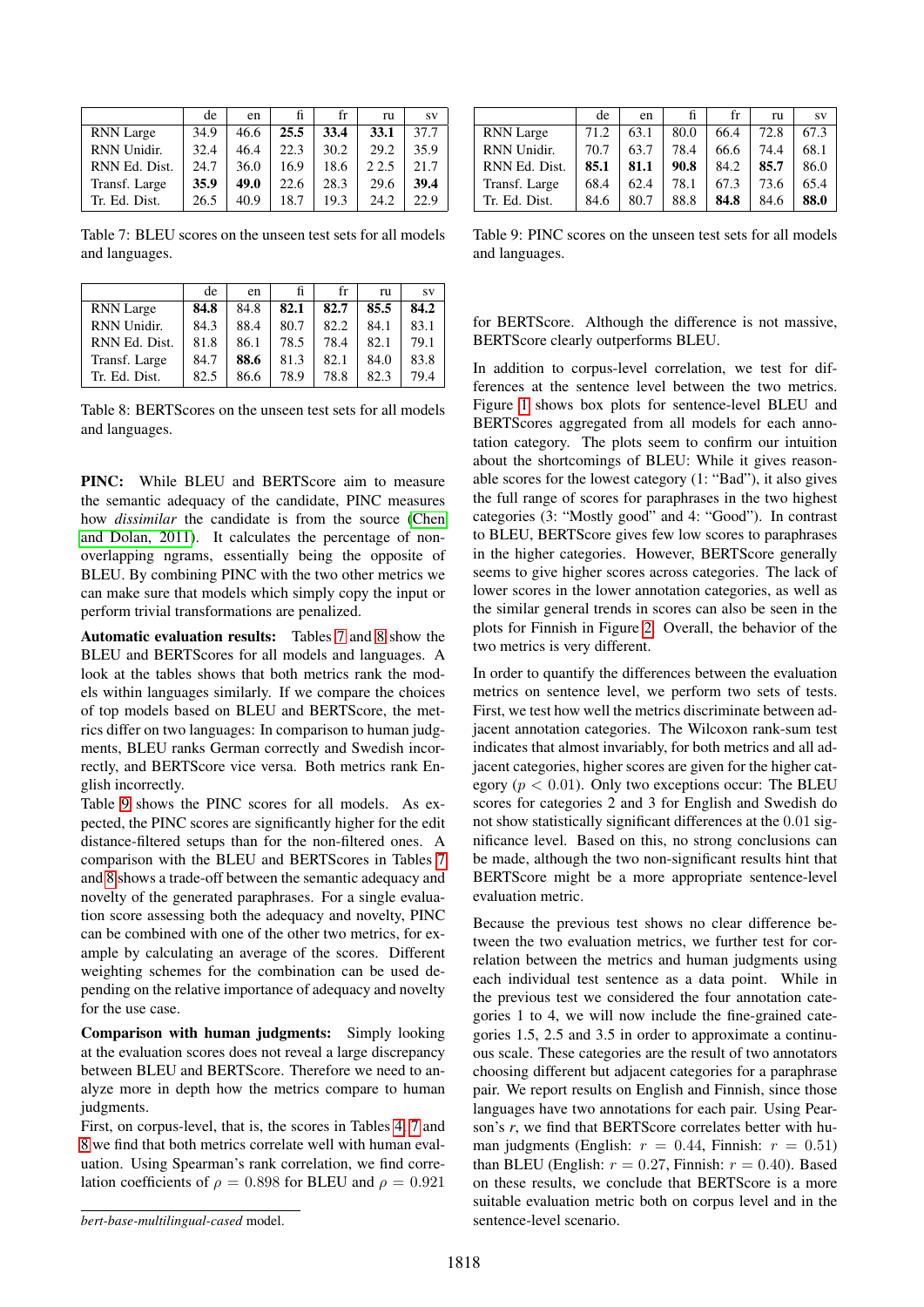|  | de | en | fi | fr | ru | sv |
|---|---|---|---|---|---|---|
| RNN Large | 34.9 | 46.6 | **25.5** | **33.4** | **33.1** | 37.7 |
| RNN Unidir. | 32.4 | 46.4 | 22.3 | 30.2 | 29.2 | 35.9 |
| RNN Ed. Dist. | 24.7 | 36.0 | 16.9 | 18.6 | 2 2.5 | 21.7 |
| Transf. Large | **35.9** | **49.0** | 22.6 | 28.3 | 29.6 | **39.4** |
| Tr. Ed. Dist. | 26.5 | 40.9 | 18.7 | 19.3 | 24.2 | 22.9 |

Table 7: BLEU scores on the unseen test sets for all models and languages.

|  | de | en | fi | fr | ru | sv |
|---|---|---|---|---|---|---|
| RNN Large | **84.8** | 84.8 | **82.1** | **82.7** | **85.5** | **84.2** |
| RNN Unidir. | 84.3 | 88.4 | 80.7 | 82.2 | 84.1 | 83.1 |
| RNN Ed. Dist. | 81.8 | 86.1 | 78.5 | 78.4 | 82.1 | 79.1 |
| Transf. Large | 84.7 | **88.6** | 81.3 | 82.1 | 84.0 | 83.8 |
| Tr. Ed. Dist. | 82.5 | 86.6 | 78.9 | 78.8 | 82.3 | 79.4 |

Table 8: BERTScores on the unseen test sets for all models and languages.

**PINC:** While BLEU and BERTScore aim to measure the semantic adequacy of the candidate, PINC measures how *dissimilar* the candidate is from the source (Chen and Dolan, 2011). It calculates the percentage of non-overlapping ngrams, essentially being the opposite of BLEU. By combining PINC with the two other metrics we can make sure that models which simply copy the input or perform trivial transformations are penalized.

**Automatic evaluation results:** Tables 7 and 8 show the BLEU and BERTScores for all models and languages. A look at the tables shows that both metrics rank the models within languages similarly. If we compare the choices of top models based on BLEU and BERTScore, the metrics differ on two languages: In comparison to human judgments, BLEU ranks German correctly and Swedish incorrectly, and BERTScore vice versa. Both metrics rank English incorrectly.

Table 9 shows the PINC scores for all models. As expected, the PINC scores are significantly higher for the edit distance-filtered setups than for the non-filtered ones. A comparison with the BLEU and BERTScores in Tables 7 and 8 shows a trade-off between the semantic adequacy and novelty of the generated paraphrases. For a single evaluation score assessing both the adequacy and novelty, PINC can be combined with one of the other two metrics, for example by calculating an average of the scores. Different weighting schemes for the combination can be used depending on the relative importance of adequacy and novelty for the use case.

**Comparison with human judgments:** Simply looking at the evaluation scores does not reveal a large discrepancy between BLEU and BERTScore. Therefore we need to analyze more in depth how the metrics compare to human judgments.

First, on corpus-level, that is, the scores in Tables 4, 7 and 8 we find that both metrics correlate well with human evaluation. Using Spearman's rank correlation, we find correlation coefficients of $\rho = 0.898$ for BLEU and $\rho = 0.921$ for BERTScore. Although the difference is not massive, BERTScore clearly outperforms BLEU.

*bert-base-multilingual-cased* model.

|  | de | en | fi | fr | ru | sv |
|---|---|---|---|---|---|---|
| RNN Large | 71.2 | 63.1 | 80.0 | 66.4 | 72.8 | 67.3 |
| RNN Unidir. | 70.7 | 63.7 | 78.4 | 66.6 | 74.4 | 68.1 |
| RNN Ed. Dist. | **85.1** | **81.1** | **90.8** | 84.2 | **85.7** | 86.0 |
| Transf. Large | 68.4 | 62.4 | 78.1 | 67.3 | 73.6 | 65.4 |
| Tr. Ed. Dist. | 84.6 | 80.7 | 88.8 | **84.8** | 84.6 | **88.0** |

Table 9: PINC scores on the unseen test sets for all models and languages.

In addition to corpus-level correlation, we test for differences at the sentence level between the two metrics. Figure 1 shows box plots for sentence-level BLEU and BERTScores aggregated from all models for each annotation category. The plots seem to confirm our intuition about the shortcomings of BLEU: While it gives reasonable scores for the lowest category (1: "Bad"), it also gives the full range of scores for paraphrases in the two highest categories (3: "Mostly good" and 4: "Good"). In contrast to BLEU, BERTScore gives few low scores to paraphrases in the higher categories. However, BERTScore generally seems to give higher scores across categories. The lack of lower scores in the lower annotation categories, as well as the similar general trends in scores can also be seen in the plots for Finnish in Figure 2. Overall, the behavior of the two metrics is very different.

In order to quantify the differences between the evaluation metrics on sentence level, we perform two sets of tests. First, we test how well the metrics discriminate between adjacent annotation categories. The Wilcoxon rank-sum test indicates that almost invariably, for both metrics and all adjacent categories, higher scores are given for the higher category ($p < 0.01$). Only two exceptions occur: The BLEU scores for categories 2 and 3 for English and Swedish do not show statistically significant differences at the $0.01$ significance level. Based on this, no strong conclusions can be made, although the two non-significant results hint that BERTScore might be a more appropriate sentence-level evaluation metric.

Because the previous test shows no clear difference between the two evaluation metrics, we further test for correlation between the metrics and human judgments using each individual test sentence as a data point. While in the previous test we considered the four annotation categories 1 to 4, we will now include the fine-grained categories 1.5, 2.5 and 3.5 in order to approximate a continuous scale. These categories are the result of two annotators choosing different but adjacent categories for a paraphrase pair. We report results on English and Finnish, since those languages have two annotations for each pair. Using Pearson's $r$, we find that BERTScore correlates better with human judgments (English: $r = 0.44$, Finnish: $r = 0.51$) than BLEU (English: $r = 0.27$, Finnish: $r = 0.40$). Based on these results, we conclude that BERTScore is a more suitable evaluation metric both on corpus level and in the sentence-level scenario.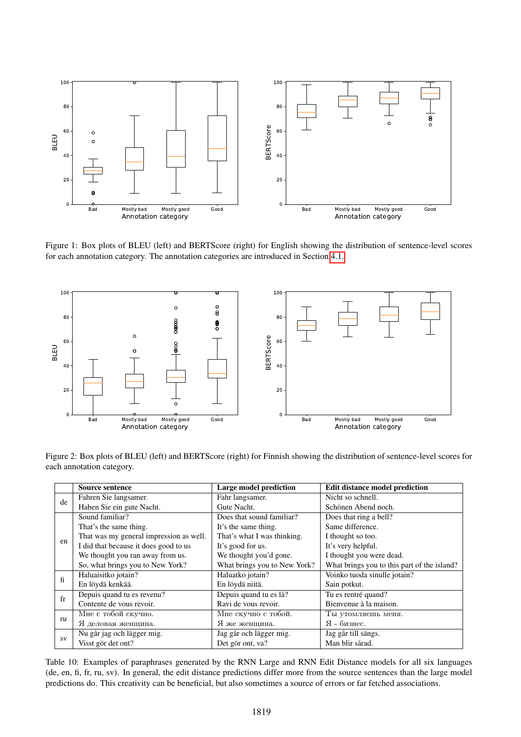Figure 1: Box plots of BLEU (left) and BERTScore (right) for English showing the distribution of sentence-level scores for each annotation category. The annotation categories are introduced in Section 4.1.

Figure 2: Box plots of BLEU (left) and BERTScore (right) for Finnish showing the distribution of sentence-level scores for each annotation category.

| | Source sentence | Large model prediction | Edit distance model prediction |
|---|---|---|---|
| de | Fahren Sie langsamer. | Fahr langsamer. | Nicht so schnell. |
| | Haben Sie ein gute Nacht. | Gute Nacht. | Schönen Abend noch. |
| en | Sound familiar? | Does that sound familiar? | Does that ring a bell? |
| | That's the same thing. | It's the same thing. | Same difference. |
| | That was my general impression as well. | That's what I was thinking. | I thought so too. |
| | I did that because it does good to us | It's good for us. | It's very helpful. |
| | We thought you ran away from us. | We thought you'd gone. | I thought you were dead. |
| | So, what brings you to New York? | What brings you to New York? | What brings you to this part of the island? |
| fi | Haluaisitko jotain? | Haluatko jotain? | Voinko tuoda sinulle jotain? |
| | En löydä kenkää. | En löydä niitä. | Sain potkut. |
| fr | Depuis quand tu es revenu? | Depuis quand tu es là? | Tu es rentré quand? |
| | Contente de vous revoir. | Ravi de vous revoir. | Bienvenue à la maison. |
| ru | Мне с тобой скучно. | Мне скучно с тобой. | Ты утомляешь меня. |
| | Я деловая женщина. | Я же женщина. | Я - бизнес. |
| sv | Nu går jag och lägger mig. | Jag går och lägger mig. | Jag går till sängs. |
| | Visst gör det ont? | Det gör ont, va? | Man blir sårad. |

Table 10: Examples of paraphrases generated by the RNN Large and RNN Edit Distance models for all six languages (de, en, fi, fr, ru, sv). In general, the edit distance predictions differ more from the source sentences than the large model predictions do. This creativity can be beneficial, but also sometimes a source of errors or far fetched associations.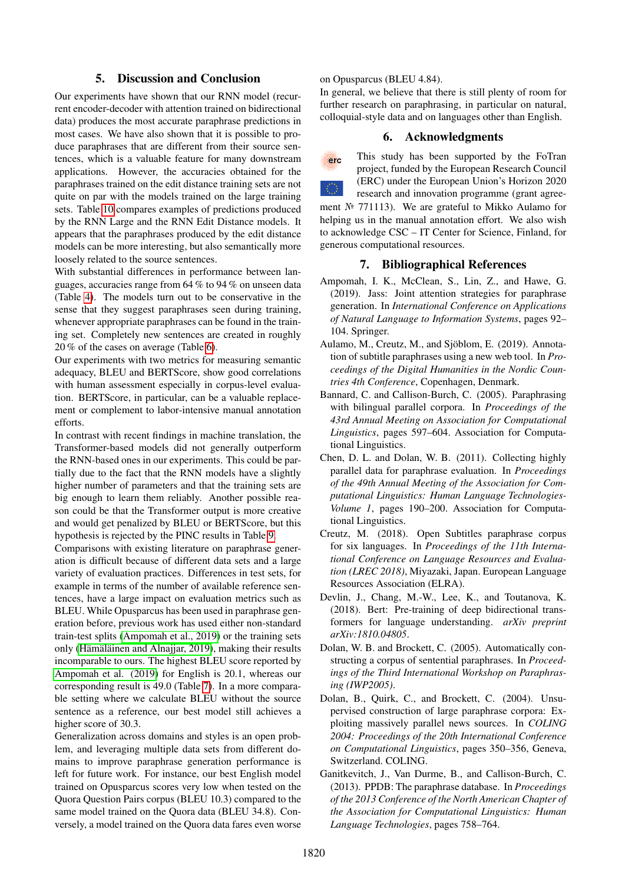## 5. Discussion and Conclusion

Our experiments have shown that our RNN model (recurrent encoder-decoder with attention trained on bidirectional data) produces the most accurate paraphrase predictions in most cases. We have also shown that it is possible to produce paraphrases that are different from their source sentences, which is a valuable feature for many downstream applications. However, the accuracies obtained for the paraphrases trained on the edit distance training sets are not quite on par with the models trained on the large training sets. Table 10 compares examples of predictions produced by the RNN Large and the RNN Edit Distance models. It appears that the paraphrases produced by the edit distance models can be more interesting, but also semantically more loosely related to the source sentences.

With substantial differences in performance between languages, accuracies range from 64 % to 94 % on unseen data (Table 4). The models turn out to be conservative in the sense that they suggest paraphrases seen during training, whenever appropriate paraphrases can be found in the training set. Completely new sentences are created in roughly 20 % of the cases on average (Table 6).

Our experiments with two metrics for measuring semantic adequacy, BLEU and BERTScore, show good correlations with human assessment especially in corpus-level evaluation. BERTScore, in particular, can be a valuable replacement or complement to labor-intensive manual annotation efforts.

In contrast with recent findings in machine translation, the Transformer-based models did not generally outperform the RNN-based ones in our experiments. This could be partially due to the fact that the RNN models have a slightly higher number of parameters and that the training sets are big enough to learn them reliably. Another possible reason could be that the Transformer output is more creative and would get penalized by BLEU or BERTScore, but this hypothesis is rejected by the PINC results in Table 9.

Comparisons with existing literature on paraphrase generation is difficult because of different data sets and a large variety of evaluation practices. Differences in test sets, for example in terms of the number of available reference sentences, have a large impact on evaluation metrics such as BLEU. While Opusparcus has been used in paraphrase generation before, previous work has used either non-standard train-test splits (Ampomah et al., 2019) or the training sets only (Hämäläinen and Alnajjar, 2019), making their results incomparable to ours. The highest BLEU score reported by Ampomah et al. (2019) for English is 20.1, whereas our corresponding result is 49.0 (Table 7). In a more comparable setting where we calculate BLEU without the source sentence as a reference, our best model still achieves a higher score of 30.3.

Generalization across domains and styles is an open problem, and leveraging multiple data sets from different domains to improve paraphrase generation performance is left for future work. For instance, our best English model trained on Opusparcus scores very low when tested on the Quora Question Pairs corpus (BLEU 10.3) compared to the same model trained on the Quora data (BLEU 34.8). Conversely, a model trained on the Quora data fares even worse on Opusparcus (BLEU 4.84).

In general, we believe that there is still plenty of room for further research on paraphrasing, in particular on natural, colloquial-style data and on languages other than English.

## 6. Acknowledgments

This study has been supported by the FoTran project, funded by the European Research Council (ERC) under the European Union's Horizon 2020 research and innovation programme (grant agreement № 771113). We are grateful to Mikko Aulamo for helping us in the manual annotation effort. We also wish to acknowledge CSC – IT Center for Science, Finland, for generous computational resources.

## 7. Bibliographical References

Ampomah, I. K., McClean, S., Lin, Z., and Hawe, G. (2019). Jass: Joint attention strategies for paraphrase generation. In *International Conference on Applications of Natural Language to Information Systems*, pages 92–104. Springer.

Aulamo, M., Creutz, M., and Sjöblom, E. (2019). Annotation of subtitle paraphrases using a new web tool. In *Proceedings of the Digital Humanities in the Nordic Countries 4th Conference*, Copenhagen, Denmark.

Bannard, C. and Callison-Burch, C. (2005). Paraphrasing with bilingual parallel corpora. In *Proceedings of the 43rd Annual Meeting on Association for Computational Linguistics*, pages 597–604. Association for Computational Linguistics.

Chen, D. L. and Dolan, W. B. (2011). Collecting highly parallel data for paraphrase evaluation. In *Proceedings of the 49th Annual Meeting of the Association for Computational Linguistics: Human Language Technologies-Volume 1*, pages 190–200. Association for Computational Linguistics.

Creutz, M. (2018). Open Subtitles paraphrase corpus for six languages. In *Proceedings of the 11th International Conference on Language Resources and Evaluation (LREC 2018)*, Miyazaki, Japan. European Language Resources Association (ELRA).

Devlin, J., Chang, M.-W., Lee, K., and Toutanova, K. (2018). Bert: Pre-training of deep bidirectional transformers for language understanding. *arXiv preprint arXiv:1810.04805*.

Dolan, W. B. and Brockett, C. (2005). Automatically constructing a corpus of sentential paraphrases. In *Proceedings of the Third International Workshop on Paraphrasing (IWP2005)*.

Dolan, B., Quirk, C., and Brockett, C. (2004). Unsupervised construction of large paraphrase corpora: Exploiting massively parallel news sources. In *COLING 2004: Proceedings of the 20th International Conference on Computational Linguistics*, pages 350–356, Geneva, Switzerland. COLING.

Ganitkevitch, J., Van Durme, B., and Callison-Burch, C. (2013). PPDB: The paraphrase database. In *Proceedings of the 2013 Conference of the North American Chapter of the Association for Computational Linguistics: Human Language Technologies*, pages 758–764.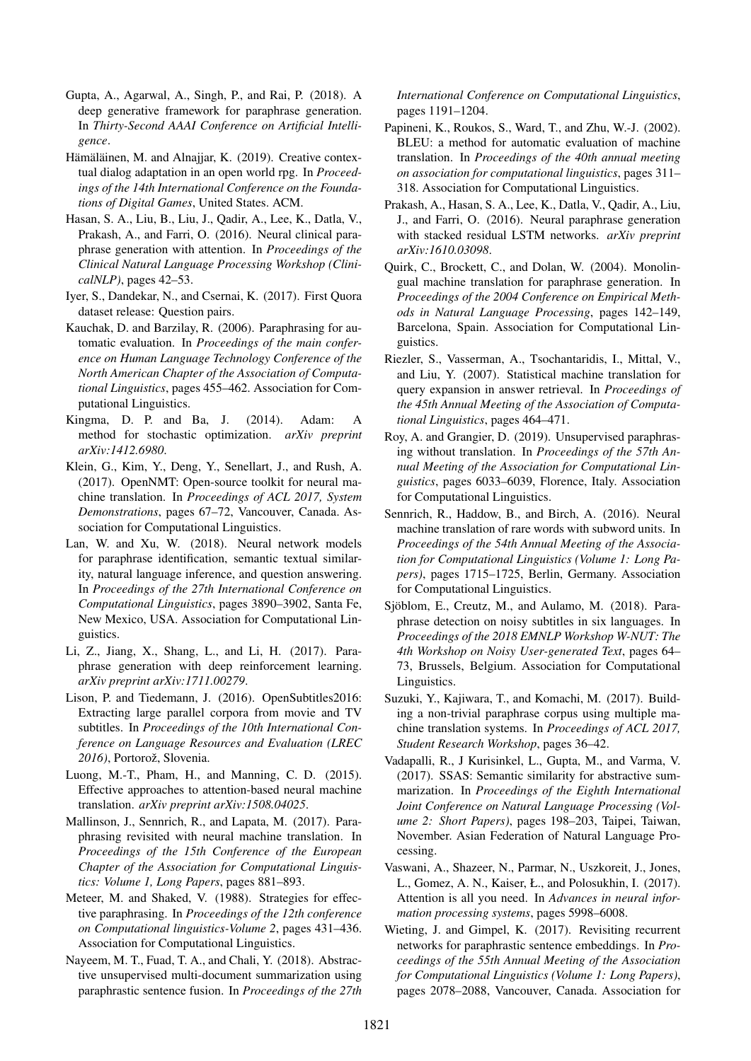Gupta, A., Agarwal, A., Singh, P., and Rai, P. (2018). A deep generative framework for paraphrase generation. In *Thirty-Second AAAI Conference on Artificial Intelligence*.

Hämäläinen, M. and Alnajjar, K. (2019). Creative contextual dialog adaptation in an open world rpg. In *Proceedings of the 14th International Conference on the Foundations of Digital Games*, United States. ACM.

Hasan, S. A., Liu, B., Liu, J., Qadir, A., Lee, K., Datla, V., Prakash, A., and Farri, O. (2016). Neural clinical paraphrase generation with attention. In *Proceedings of the Clinical Natural Language Processing Workshop (ClinicalNLP)*, pages 42–53.

Iyer, S., Dandekar, N., and Csernai, K. (2017). First Quora dataset release: Question pairs.

Kauchak, D. and Barzilay, R. (2006). Paraphrasing for automatic evaluation. In *Proceedings of the main conference on Human Language Technology Conference of the North American Chapter of the Association of Computational Linguistics*, pages 455–462. Association for Computational Linguistics.

Kingma, D. P. and Ba, J. (2014). Adam: A method for stochastic optimization. *arXiv preprint arXiv:1412.6980*.

Klein, G., Kim, Y., Deng, Y., Senellart, J., and Rush, A. (2017). OpenNMT: Open-source toolkit for neural machine translation. In *Proceedings of ACL 2017, System Demonstrations*, pages 67–72, Vancouver, Canada. Association for Computational Linguistics.

Lan, W. and Xu, W. (2018). Neural network models for paraphrase identification, semantic textual similarity, natural language inference, and question answering. In *Proceedings of the 27th International Conference on Computational Linguistics*, pages 3890–3902, Santa Fe, New Mexico, USA. Association for Computational Linguistics.

Li, Z., Jiang, X., Shang, L., and Li, H. (2017). Paraphrase generation with deep reinforcement learning. *arXiv preprint arXiv:1711.00279*.

Lison, P. and Tiedemann, J. (2016). OpenSubtitles2016: Extracting large parallel corpora from movie and TV subtitles. In *Proceedings of the 10th International Conference on Language Resources and Evaluation (LREC 2016)*, Portorož, Slovenia.

Luong, M.-T., Pham, H., and Manning, C. D. (2015). Effective approaches to attention-based neural machine translation. *arXiv preprint arXiv:1508.04025*.

Mallinson, J., Sennrich, R., and Lapata, M. (2017). Paraphrasing revisited with neural machine translation. In *Proceedings of the 15th Conference of the European Chapter of the Association for Computational Linguistics: Volume 1, Long Papers*, pages 881–893.

Meteer, M. and Shaked, V. (1988). Strategies for effective paraphrasing. In *Proceedings of the 12th conference on Computational linguistics-Volume 2*, pages 431–436. Association for Computational Linguistics.

Nayeem, M. T., Fuad, T. A., and Chali, Y. (2018). Abstractive unsupervised multi-document summarization using paraphrastic sentence fusion. In *Proceedings of the 27th International Conference on Computational Linguistics*, pages 1191–1204.

Papineni, K., Roukos, S., Ward, T., and Zhu, W.-J. (2002). BLEU: a method for automatic evaluation of machine translation. In *Proceedings of the 40th annual meeting on association for computational linguistics*, pages 311–318. Association for Computational Linguistics.

Prakash, A., Hasan, S. A., Lee, K., Datla, V., Qadir, A., Liu, J., and Farri, O. (2016). Neural paraphrase generation with stacked residual LSTM networks. *arXiv preprint arXiv:1610.03098*.

Quirk, C., Brockett, C., and Dolan, W. (2004). Monolingual machine translation for paraphrase generation. In *Proceedings of the 2004 Conference on Empirical Methods in Natural Language Processing*, pages 142–149, Barcelona, Spain. Association for Computational Linguistics.

Riezler, S., Vasserman, A., Tsochantaridis, I., Mittal, V., and Liu, Y. (2007). Statistical machine translation for query expansion in answer retrieval. In *Proceedings of the 45th Annual Meeting of the Association of Computational Linguistics*, pages 464–471.

Roy, A. and Grangier, D. (2019). Unsupervised paraphrasing without translation. In *Proceedings of the 57th Annual Meeting of the Association for Computational Linguistics*, pages 6033–6039, Florence, Italy. Association for Computational Linguistics.

Sennrich, R., Haddow, B., and Birch, A. (2016). Neural machine translation of rare words with subword units. In *Proceedings of the 54th Annual Meeting of the Association for Computational Linguistics (Volume 1: Long Papers)*, pages 1715–1725, Berlin, Germany. Association for Computational Linguistics.

Sjöblom, E., Creutz, M., and Aulamo, M. (2018). Paraphrase detection on noisy subtitles in six languages. In *Proceedings of the 2018 EMNLP Workshop W-NUT: The 4th Workshop on Noisy User-generated Text*, pages 64–73, Brussels, Belgium. Association for Computational Linguistics.

Suzuki, Y., Kajiwara, T., and Komachi, M. (2017). Building a non-trivial paraphrase corpus using multiple machine translation systems. In *Proceedings of ACL 2017, Student Research Workshop*, pages 36–42.

Vadapalli, R., J Kurisinkel, L., Gupta, M., and Varma, V. (2017). SSAS: Semantic similarity for abstractive summarization. In *Proceedings of the Eighth International Joint Conference on Natural Language Processing (Volume 2: Short Papers)*, pages 198–203, Taipei, Taiwan, November. Asian Federation of Natural Language Processing.

Vaswani, A., Shazeer, N., Parmar, N., Uszkoreit, J., Jones, L., Gomez, A. N., Kaiser, Ł., and Polosukhin, I. (2017). Attention is all you need. In *Advances in neural information processing systems*, pages 5998–6008.

Wieting, J. and Gimpel, K. (2017). Revisiting recurrent networks for paraphrastic sentence embeddings. In *Proceedings of the 55th Annual Meeting of the Association for Computational Linguistics (Volume 1: Long Papers)*, pages 2078–2088, Vancouver, Canada. Association for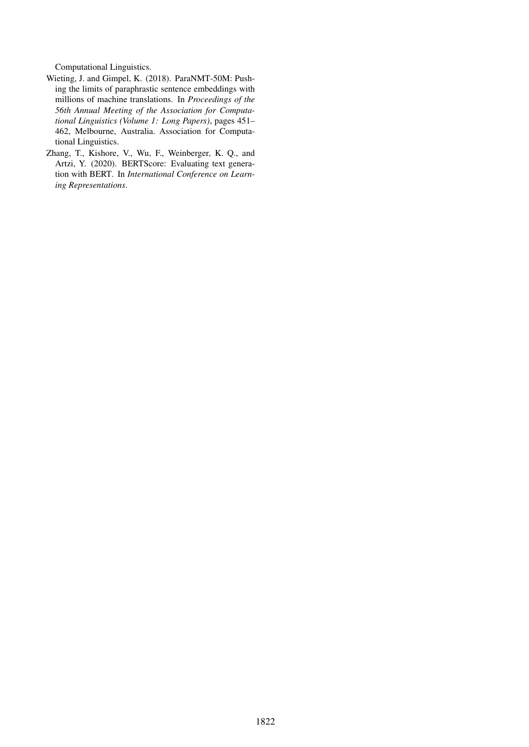Computational Linguistics.

Wieting, J. and Gimpel, K. (2018). ParaNMT-50M: Pushing the limits of paraphrastic sentence embeddings with millions of machine translations. In *Proceedings of the 56th Annual Meeting of the Association for Computational Linguistics (Volume 1: Long Papers)*, pages 451–462, Melbourne, Australia. Association for Computational Linguistics.

Zhang, T., Kishore, V., Wu, F., Weinberger, K. Q., and Artzi, Y. (2020). BERTScore: Evaluating text generation with BERT. In *International Conference on Learning Representations*.